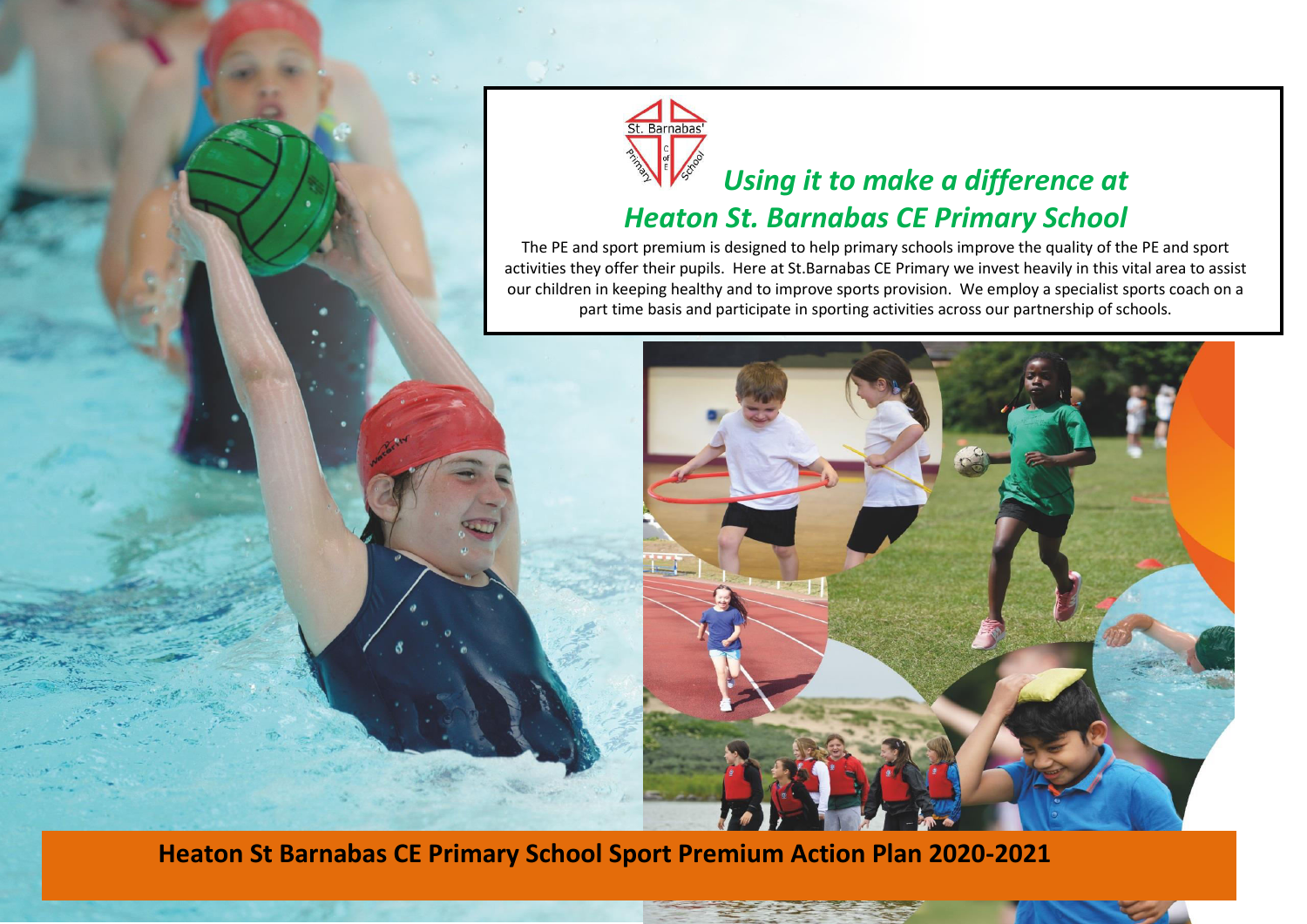## *Using it to make a difference at Heaton St. Barnabas CE Primary School*

The PE and sport premium is designed to help primary schools improve the quality of the PE and sport activities they offer their pupils. Here at St.Barnabas CE Primary we invest heavily in this vital area to assist our children in keeping healthy and to improve sports provision. We employ a specialist sports coach on a part time basis and participate in sporting activities across our partnership of schools.

# Heaton St Barnabas CE Primary School Sport Premium Action Plan 2020-2021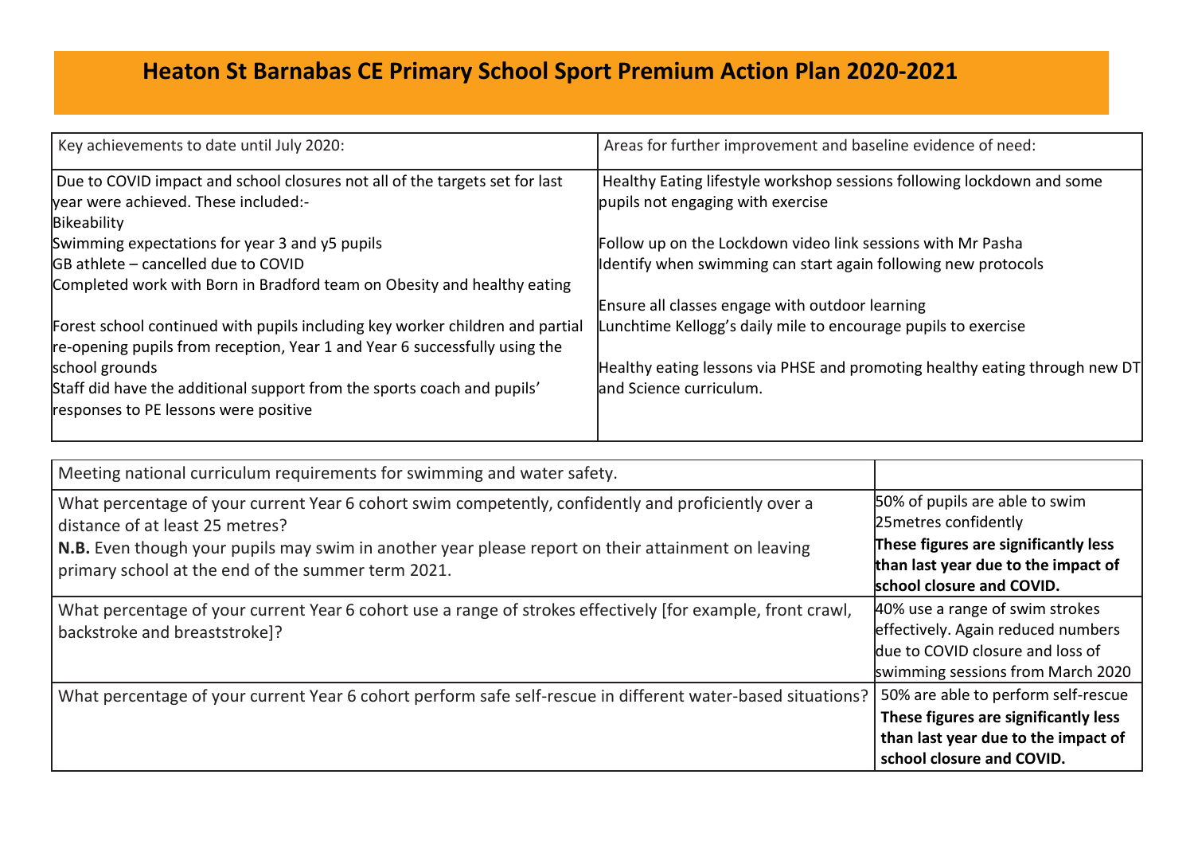# Heaton St Barnabas CE Primary School Sport Premium Action Plan 2020-2021

| Key achievements to date until July 2020: | Areas for further improvement and baseline evidence of need: |
|---|---|
| Due to COVID impact and school closures not all of the targets set for last year were achieved. These included:-<br>Bikeability<br>Swimming expectations for year 3 and y5 pupils<br>GB athlete – cancelled due to COVID<br>Completed work with Born in Bradford team on Obesity and healthy eating<br><br>Forest school continued with pupils including key worker children and partial re-opening pupils from reception, Year 1 and Year 6 successfully using the school grounds<br>Staff did have the additional support from the sports coach and pupils' responses to PE lessons were positive | Healthy Eating lifestyle workshop sessions following lockdown and some pupils not engaging with exercise<br><br>Follow up on the Lockdown video link sessions with Mr Pasha<br>Identify when swimming can start again following new protocols<br><br>Ensure all classes engage with outdoor learning<br>Lunchtime Kellogg's daily mile to encourage pupils to exercise<br><br>Healthy eating lessons via PHSE and promoting healthy eating through new DT and Science curriculum. |

| Meeting national curriculum requirements for swimming and water safety. | |
|---|---|
| What percentage of your current Year 6 cohort swim competently, confidently and proficiently over a distance of at least 25 metres?<br>**N.B.** Even though your pupils may swim in another year please report on their attainment on leaving primary school at the end of the summer term 2021. | 50% of pupils are able to swim 25metres confidently<br>**These figures are significantly less than last year due to the impact of school closure and COVID.** |
| What percentage of your current Year 6 cohort use a range of strokes effectively [for example, front crawl, backstroke and breaststroke]? | 40% use a range of swim strokes effectively. Again reduced numbers due to COVID closure and loss of swimming sessions from March 2020 |
| What percentage of your current Year 6 cohort perform safe self-rescue in different water-based situations? | 50% are able to perform self-rescue<br>**These figures are significantly less than last year due to the impact of school closure and COVID.** |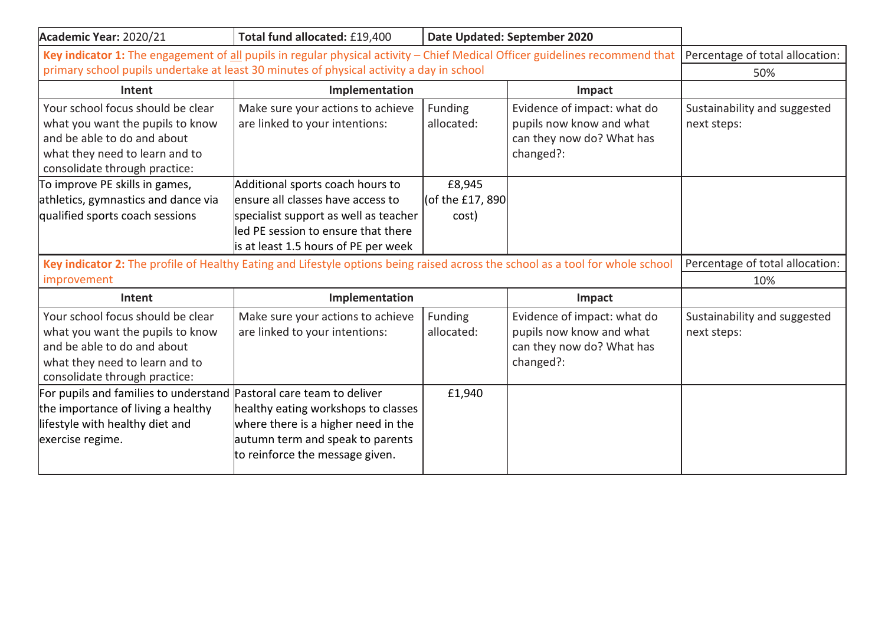| **Academic Year:** 2020/21 | **Total fund allocated:** £19,400 | **Date Updated: September 2020** | | |
|---|---|---|---|---|
| **Key indicator 1:** The engagement of all pupils in regular physical activity – Chief Medical Officer guidelines recommend that primary school pupils undertake at least 30 minutes of physical activity a day in school | | | | Percentage of total allocation: 50% |
| **Intent** | **Implementation** | | **Impact** | |
| Your school focus should be clear what you want the pupils to know and be able to do and about what they need to learn and to consolidate through practice: | Make sure your actions to achieve are linked to your intentions: | Funding allocated: | Evidence of impact: what do pupils now know and what can they now do? What has changed?: | Sustainability and suggested next steps: |
| To improve PE skills in games, athletics, gymnastics and dance via qualified sports coach sessions | Additional sports coach hours to ensure all classes have access to specialist support as well as teacher led PE session to ensure that there is at least 1.5 hours of PE per week | £8,945 (of the £17, 890 cost) | | |
| **Key indicator 2:** The profile of Healthy Eating and Lifestyle options being raised across the school as a tool for whole school improvement | | | | Percentage of total allocation: 10% |
| **Intent** | **Implementation** | | **Impact** | |
| Your school focus should be clear what you want the pupils to know and be able to do and about what they need to learn and to consolidate through practice: | Make sure your actions to achieve are linked to your intentions: | Funding allocated: | Evidence of impact: what do pupils now know and what can they now do? What has changed?: | Sustainability and suggested next steps: |
| For pupils and families to understand the importance of living a healthy lifestyle with healthy diet and exercise regime. | Pastoral care team to deliver healthy eating workshops to classes where there is a higher need in the autumn term and speak to parents to reinforce the message given. | £1,940 | | |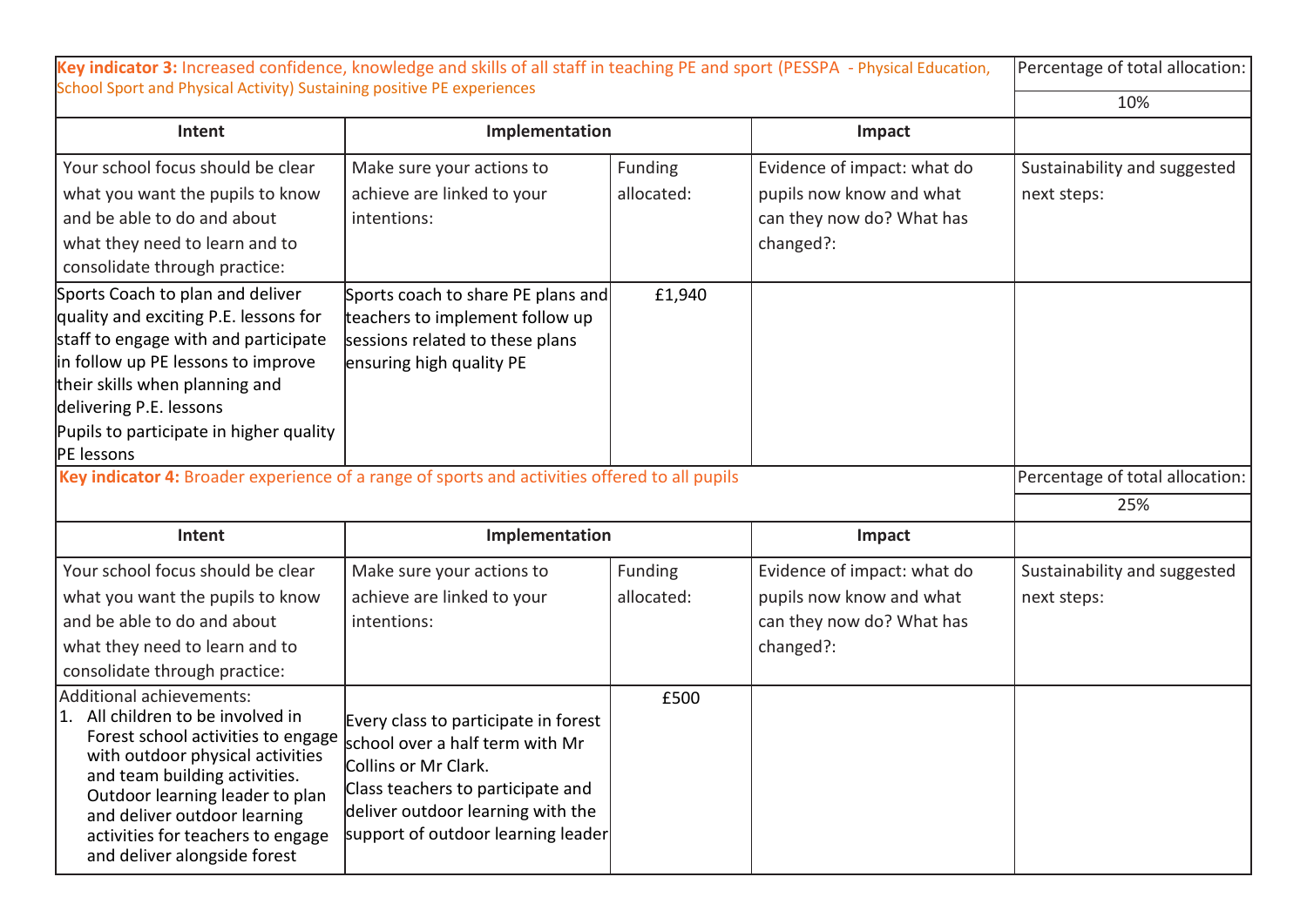| **Key indicator 3:** Increased confidence, knowledge and skills of all staff in teaching PE and sport (PESSPA - Physical Education, School Sport and Physical Activity) Sustaining positive PE experiences | | | | Percentage of total allocation: |
|---|---|---|---|---|
| | | | | 10% |
| **Intent** | **Implementation** | | **Impact** | |
| Your school focus should be clear what you want the pupils to know and be able to do and about what they need to learn and to consolidate through practice: | Make sure your actions to achieve are linked to your intentions: | Funding allocated: | Evidence of impact: what do pupils now know and what can they now do? What has changed?: | Sustainability and suggested next steps: |
| Sports Coach to plan and deliver quality and exciting P.E. lessons for staff to engage with and participate in follow up PE lessons to improve their skills when planning and delivering P.E. lessons<br>Pupils to participate in higher quality PE lessons | Sports coach to share PE plans and teachers to implement follow up sessions related to these plans ensuring high quality PE | £1,940 | | |

| **Key indicator 4:** Broader experience of a range of sports and activities offered to all pupils | | | | Percentage of total allocation: |
|---|---|---|---|---|
| | | | | 25% |
| **Intent** | **Implementation** | | **Impact** | |
| Your school focus should be clear what you want the pupils to know and be able to do and about what they need to learn and to consolidate through practice: | Make sure your actions to achieve are linked to your intentions: | Funding allocated: | Evidence of impact: what do pupils now know and what can they now do? What has changed?: | Sustainability and suggested next steps: |
| Additional achievements:<br>1. All children to be involved in Forest school activities to engage with outdoor physical activities and team building activities. Outdoor learning leader to plan and deliver outdoor learning activities for teachers to engage and deliver alongside forest | Every class to participate in forest school over a half term with Mr Collins or Mr Clark.<br>Class teachers to participate and deliver outdoor learning with the support of outdoor learning leader | £500 | | |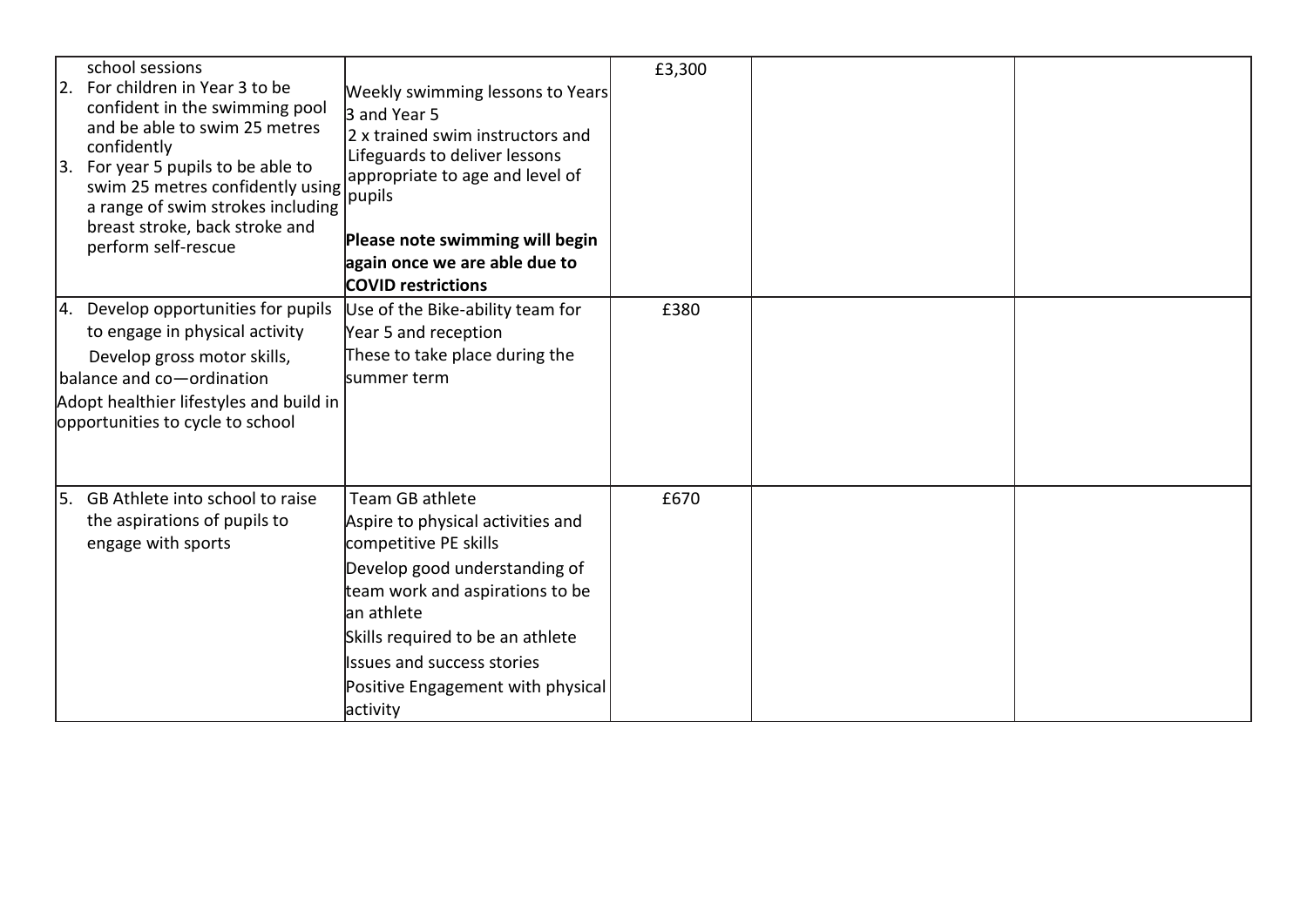| | | | | |
|---|---|---|---|---|
| school sessions<br>2. For children in Year 3 to be confident in the swimming pool and be able to swim 25 metres confidently<br>3. For year 5 pupils to be able to swim 25 metres confidently using a range of swim strokes including breast stroke, back stroke and perform self-rescue | Weekly swimming lessons to Years 3 and Year 5<br>2 x trained swim instructors and Lifeguards to deliver lessons appropriate to age and level of pupils<br><br>**Please note swimming will begin again once we are able due to COVID restrictions** | £3,300 | | |
| 4. Develop opportunities for pupils to engage in physical activity<br>Develop gross motor skills, balance and co—ordination<br>Adopt healthier lifestyles and build in opportunities to cycle to school | Use of the Bike-ability team for Year 5 and reception<br>These to take place during the summer term | £380 | | |
| 5. GB Athlete into school to raise the aspirations of pupils to engage with sports | Team GB athlete<br>Aspire to physical activities and competitive PE skills<br>Develop good understanding of team work and aspirations to be an athlete<br>Skills required to be an athlete<br>Issues and success stories<br>Positive Engagement with physical activity | £670 | | |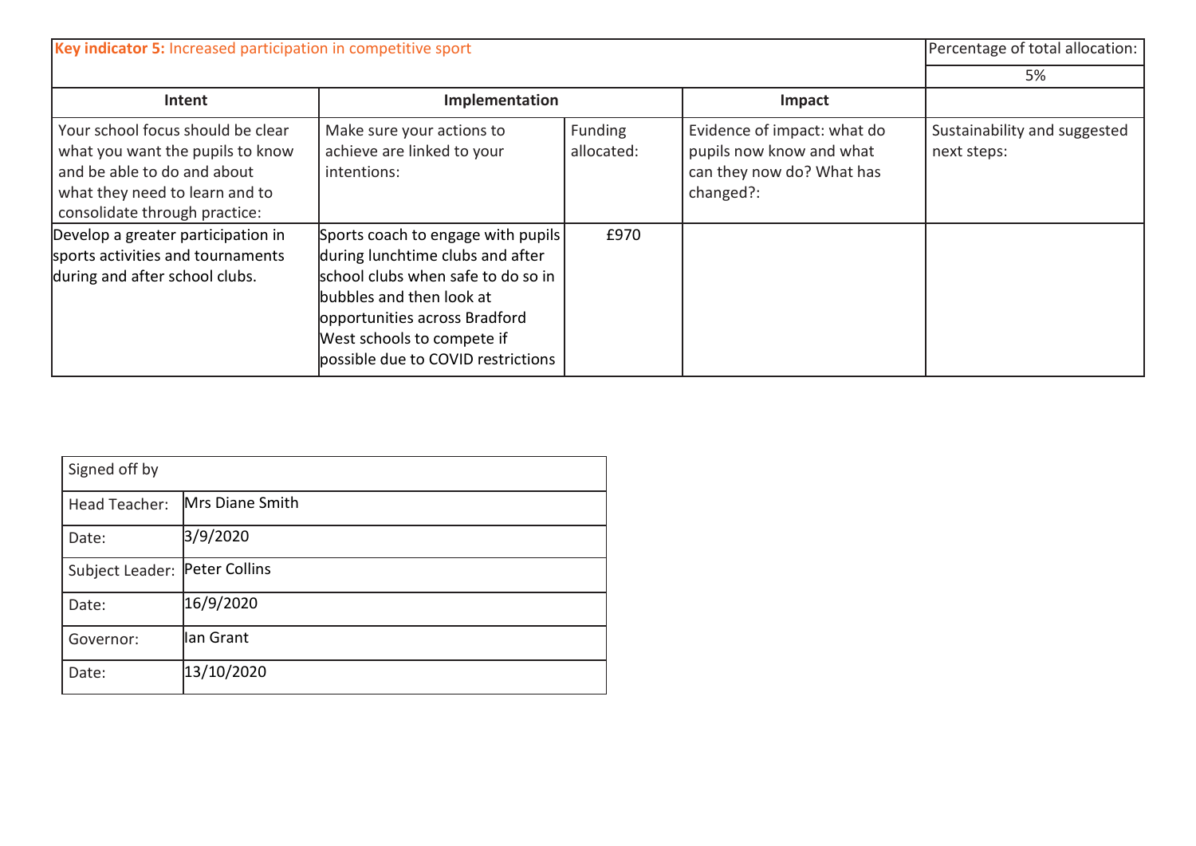| **Key indicator 5:** Increased participation in competitive sport | | | | Percentage of total allocation: |
|---|---|---|---|---|
| | | | | 5% |
| **Intent** | **Implementation** | | **Impact** | |
| Your school focus should be clear what you want the pupils to know and be able to do and about what they need to learn and to consolidate through practice: | Make sure your actions to achieve are linked to your intentions: | Funding allocated: | Evidence of impact: what do pupils now know and what can they now do? What has changed?: | Sustainability and suggested next steps: |
| Develop a greater participation in sports activities and tournaments during and after school clubs. | Sports coach to engage with pupils during lunchtime clubs and after school clubs when safe to do so in bubbles and then look at opportunities across Bradford West schools to compete if possible due to COVID restrictions | £970 | | |

| Signed off by | |
|---|---|
| Head Teacher: | Mrs Diane Smith |
| Date: | 3/9/2020 |
| Subject Leader: | Peter Collins |
| Date: | 16/9/2020 |
| Governor: | Ian Grant |
| Date: | 13/10/2020 |